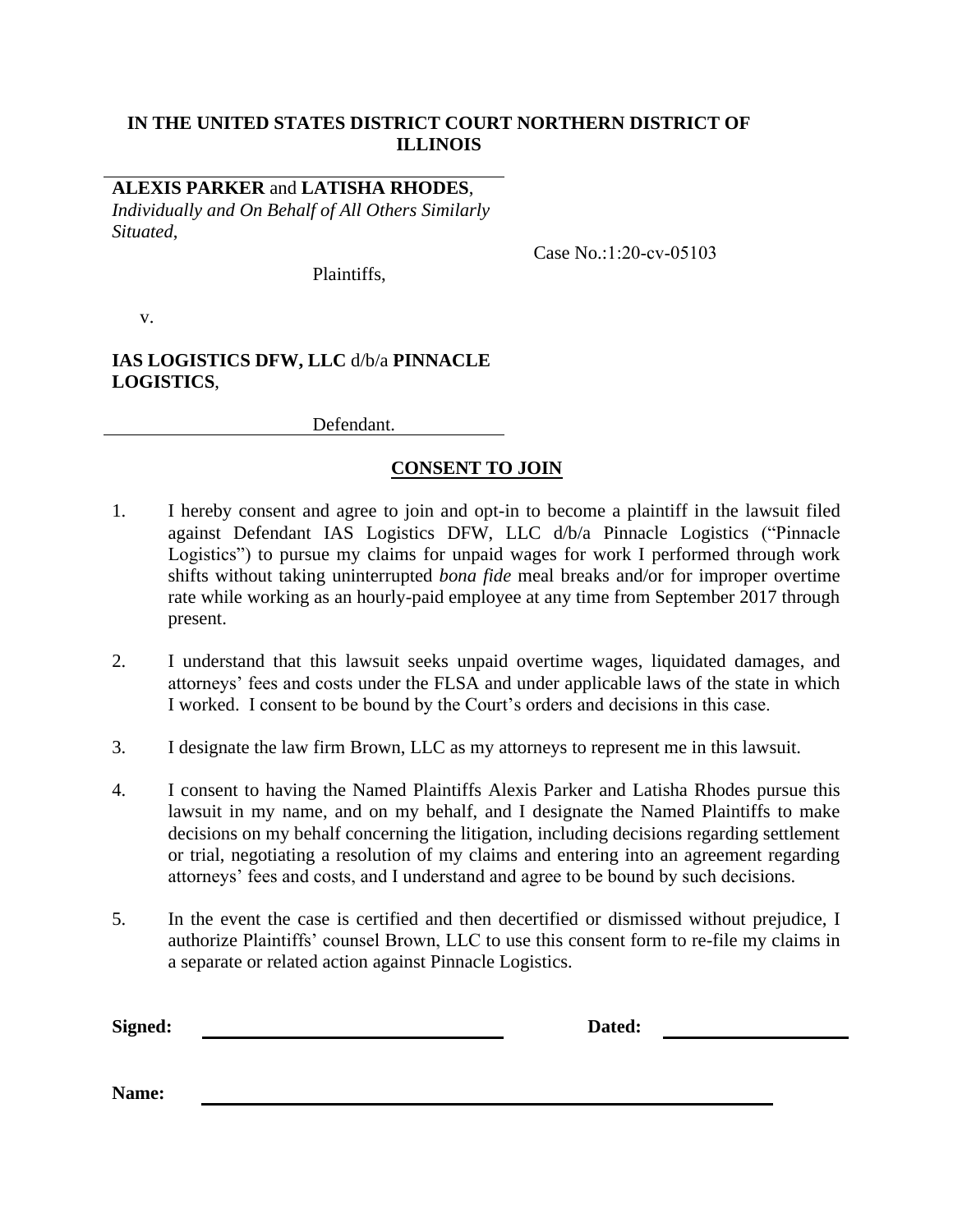**IN THE UNITED STATES DISTRICT COURT NORTHERN DISTRICT OF ILLINOIS**

**ALEXIS PARKER** and **LATISHA RHODES**,
*Individually and On Behalf of All Others Similarly Situated*,

Plaintiffs,

v.

**IAS LOGISTICS DFW, LLC** d/b/a **PINNACLE LOGISTICS**,

Defendant.

Case No.:1:20-cv-05103

## CONSENT TO JOIN

1. I hereby consent and agree to join and opt-in to become a plaintiff in the lawsuit filed against Defendant IAS Logistics DFW, LLC d/b/a Pinnacle Logistics ("Pinnacle Logistics") to pursue my claims for unpaid wages for work I performed through work shifts without taking uninterrupted *bona fide* meal breaks and/or for improper overtime rate while working as an hourly-paid employee at any time from September 2017 through present.

2. I understand that this lawsuit seeks unpaid overtime wages, liquidated damages, and attorneys' fees and costs under the FLSA and under applicable laws of the state in which I worked. I consent to be bound by the Court's orders and decisions in this case.

3. I designate the law firm Brown, LLC as my attorneys to represent me in this lawsuit.

4. I consent to having the Named Plaintiffs Alexis Parker and Latisha Rhodes pursue this lawsuit in my name, and on my behalf, and I designate the Named Plaintiffs to make decisions on my behalf concerning the litigation, including decisions regarding settlement or trial, negotiating a resolution of my claims and entering into an agreement regarding attorneys' fees and costs, and I understand and agree to be bound by such decisions.

5. In the event the case is certified and then decertified or dismissed without prejudice, I authorize Plaintiffs' counsel Brown, LLC to use this consent form to re-file my claims in a separate or related action against Pinnacle Logistics.

**Signed:** ______________________________ **Dated:** ____________________

**Name:** ________________________________________________________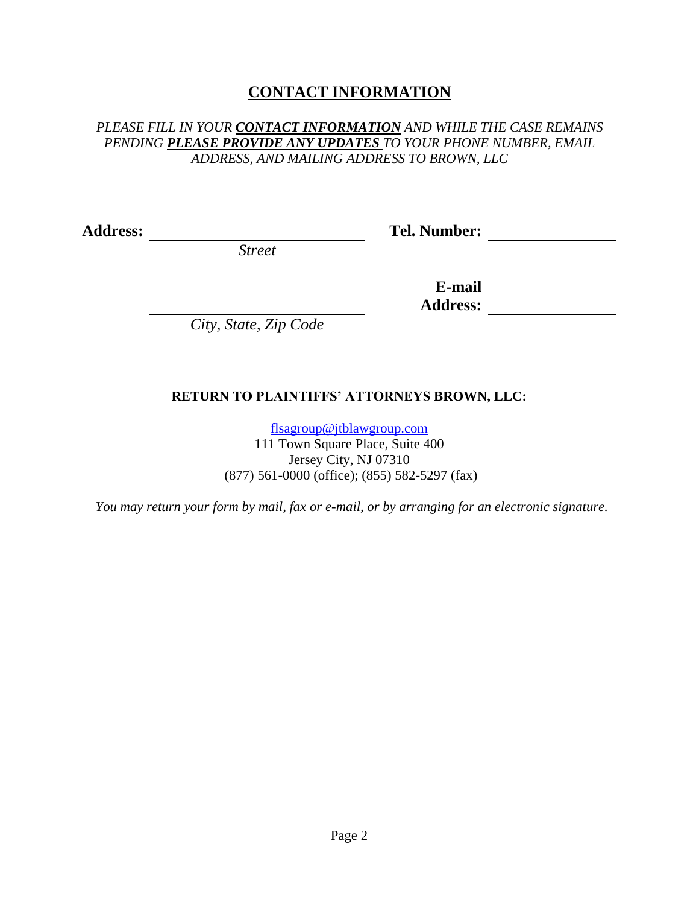## CONTACT INFORMATION

*PLEASE FILL IN YOUR **CONTACT INFORMATION** AND WHILE THE CASE REMAINS PENDING **PLEASE PROVIDE ANY UPDATES** TO YOUR PHONE NUMBER, EMAIL ADDRESS, AND MAILING ADDRESS TO BROWN, LLC*

**Address:** ______________________________
*Street*

______________________________
*City, State, Zip Code*

**Tel. Number:** ____________________

**E-mail Address:** ____________________

**RETURN TO PLAINTIFFS' ATTORNEYS BROWN, LLC:**

flsagroup@jtblawgroup.com
111 Town Square Place, Suite 400
Jersey City, NJ 07310
(877) 561-0000 (office); (855) 582-5297 (fax)

*You may return your form by mail, fax or e-mail, or by arranging for an electronic signature.*